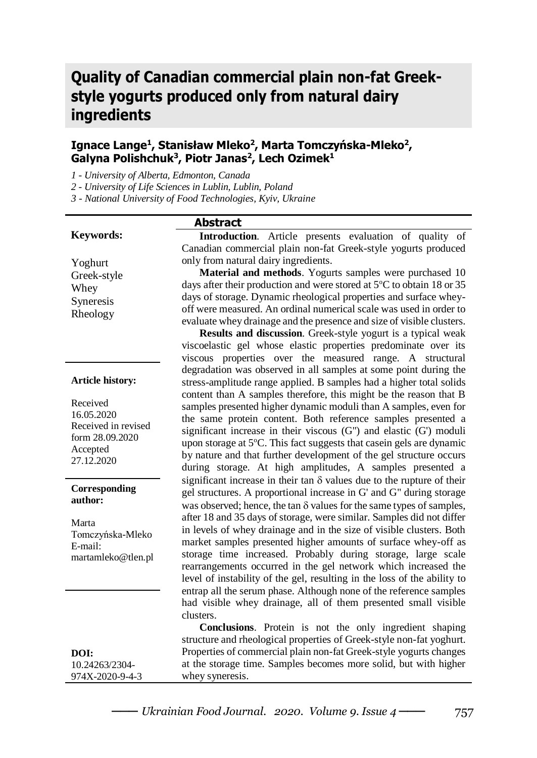# Quality of Canadian commercial plain non-fat Greek-style yogurts produced only from natural dairy ingredients

**Ignace Lange[1], Stanisław Mleko[2], Marta Tomczyńska-Mleko[2], Galyna Polishchuk[3], Piotr Janas[2], Lech Ozimek[1]**

*1 - University of Alberta, Edmonton, Canada*
*2 - University of Life Sciences in Lublin, Lublin, Poland*
*3 - National University of Food Technologies, Kyiv, Ukraine*

**Keywords:**

Yoghurt
Greek-style
Whey
Syneresis
Rheology

**Article history:**

Received 16.05.2020
Received in revised form 28.09.2020
Accepted 27.12.2020

**Corresponding author:**

Marta Tomczyńska-Mleko
E-mail: martamleko@tlen.pl

**DOI:** 10.24263/2304-974X-2020-9-4-3

## Abstract

**Introduction**. Article presents evaluation of quality of Canadian commercial plain non-fat Greek-style yogurts produced only from natural dairy ingredients.

**Material and methods**. Yogurts samples were purchased 10 days after their production and were stored at 5°C to obtain 18 or 35 days of storage. Dynamic rheological properties and surface whey-off were measured. An ordinal numerical scale was used in order to evaluate whey drainage and the presence and size of visible clusters.

**Results and discussion**. Greek-style yogurt is a typical weak viscoelastic gel whose elastic properties predominate over its viscous properties over the measured range. A structural degradation was observed in all samples at some point during the stress-amplitude range applied. B samples had a higher total solids content than A samples therefore, this might be the reason that B samples presented higher dynamic moduli than A samples, even for the same protein content. Both reference samples presented a significant increase in their viscous (G") and elastic (G') moduli upon storage at 5°C. This fact suggests that casein gels are dynamic by nature and that further development of the gel structure occurs during storage. At high amplitudes, A samples presented a significant increase in their tan $\delta$ values due to the rupture of their gel structures. A proportional increase in G' and G" during storage was observed; hence, the tan $\delta$ values for the same types of samples, after 18 and 35 days of storage, were similar. Samples did not differ in levels of whey drainage and in the size of visible clusters. Both market samples presented higher amounts of surface whey-off as storage time increased. Probably during storage, large scale rearrangements occurred in the gel network which increased the level of instability of the gel, resulting in the loss of the ability to entrap all the serum phase. Although none of the reference samples had visible whey drainage, all of them presented small visible clusters.

**Conclusions**. Protein is not the only ingredient shaping structure and rheological properties of Greek-style non-fat yoghurt. Properties of commercial plain non-fat Greek-style yogurts changes at the storage time. Samples becomes more solid, but with higher whey syneresis.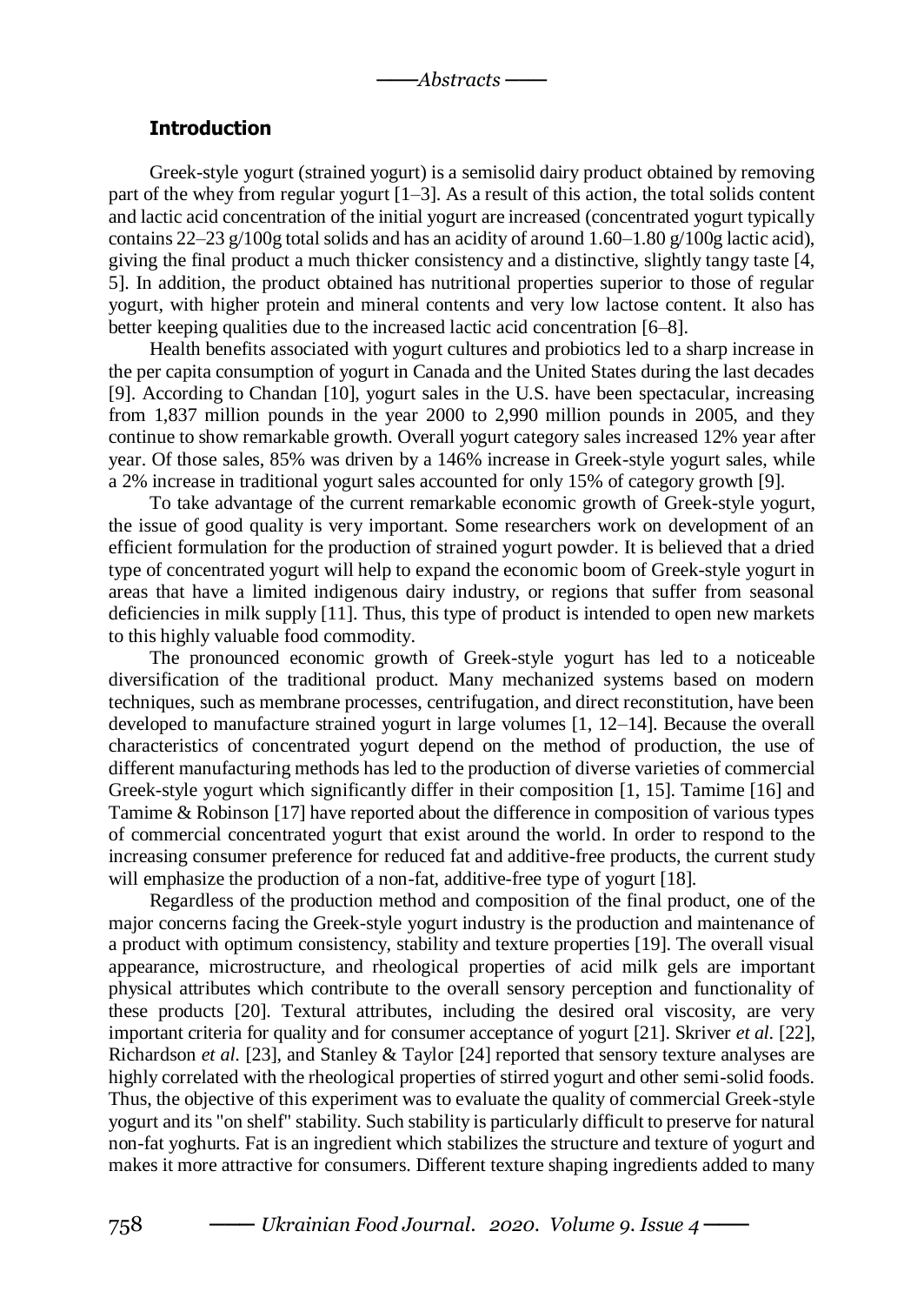## Introduction

Greek-style yogurt (strained yogurt) is a semisolid dairy product obtained by removing part of the whey from regular yogurt [1–3]. As a result of this action, the total solids content and lactic acid concentration of the initial yogurt are increased (concentrated yogurt typically contains 22–23 g/100g total solids and has an acidity of around 1.60–1.80 g/100g lactic acid), giving the final product a much thicker consistency and a distinctive, slightly tangy taste [4, 5]. In addition, the product obtained has nutritional properties superior to those of regular yogurt, with higher protein and mineral contents and very low lactose content. It also has better keeping qualities due to the increased lactic acid concentration [6–8].

Health benefits associated with yogurt cultures and probiotics led to a sharp increase in the per capita consumption of yogurt in Canada and the United States during the last decades [9]. According to Chandan [10], yogurt sales in the U.S. have been spectacular, increasing from 1,837 million pounds in the year 2000 to 2,990 million pounds in 2005, and they continue to show remarkable growth. Overall yogurt category sales increased 12% year after year. Of those sales, 85% was driven by a 146% increase in Greek-style yogurt sales, while a 2% increase in traditional yogurt sales accounted for only 15% of category growth [9].

To take advantage of the current remarkable economic growth of Greek-style yogurt, the issue of good quality is very important. Some researchers work on development of an efficient formulation for the production of strained yogurt powder. It is believed that a dried type of concentrated yogurt will help to expand the economic boom of Greek-style yogurt in areas that have a limited indigenous dairy industry, or regions that suffer from seasonal deficiencies in milk supply [11]. Thus, this type of product is intended to open new markets to this highly valuable food commodity.

The pronounced economic growth of Greek-style yogurt has led to a noticeable diversification of the traditional product. Many mechanized systems based on modern techniques, such as membrane processes, centrifugation, and direct reconstitution, have been developed to manufacture strained yogurt in large volumes [1, 12–14]. Because the overall characteristics of concentrated yogurt depend on the method of production, the use of different manufacturing methods has led to the production of diverse varieties of commercial Greek-style yogurt which significantly differ in their composition [1, 15]. Tamime [16] and Tamime & Robinson [17] have reported about the difference in composition of various types of commercial concentrated yogurt that exist around the world. In order to respond to the increasing consumer preference for reduced fat and additive-free products, the current study will emphasize the production of a non-fat, additive-free type of yogurt [18].

Regardless of the production method and composition of the final product, one of the major concerns facing the Greek-style yogurt industry is the production and maintenance of a product with optimum consistency, stability and texture properties [19]. The overall visual appearance, microstructure, and rheological properties of acid milk gels are important physical attributes which contribute to the overall sensory perception and functionality of these products [20]. Textural attributes, including the desired oral viscosity, are very important criteria for quality and for consumer acceptance of yogurt [21]. Skriver *et al.* [22], Richardson *et al.* [23], and Stanley & Taylor [24] reported that sensory texture analyses are highly correlated with the rheological properties of stirred yogurt and other semi-solid foods. Thus, the objective of this experiment was to evaluate the quality of commercial Greek-style yogurt and its "on shelf" stability. Such stability is particularly difficult to preserve for natural non-fat yoghurts. Fat is an ingredient which stabilizes the structure and texture of yogurt and makes it more attractive for consumers. Different texture shaping ingredients added to many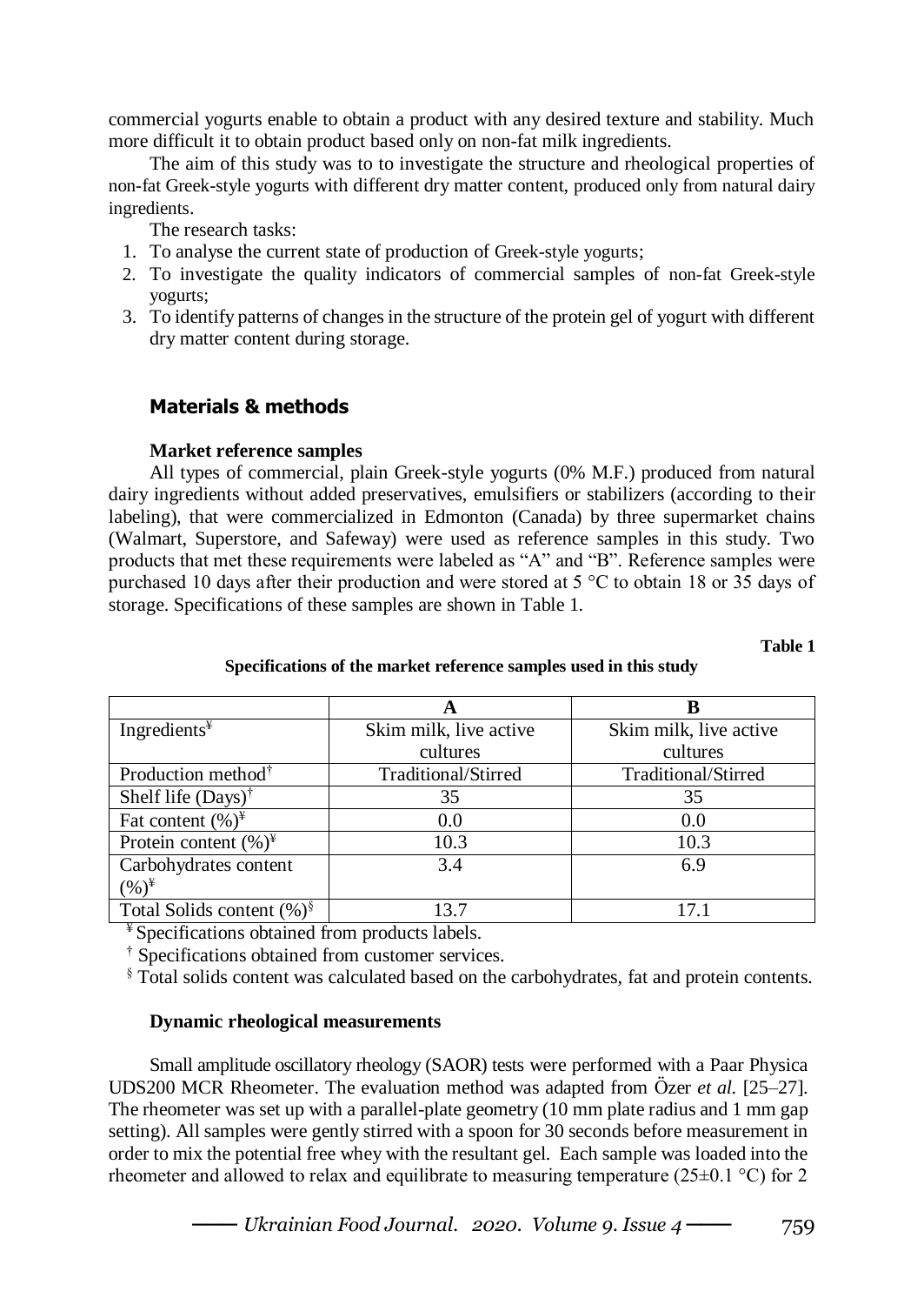commercial yogurts enable to obtain a product with any desired texture and stability. Much more difficult it to obtain product based only on non-fat milk ingredients.

The aim of this study was to to investigate the structure and rheological properties of non-fat Greek-style yogurts with different dry matter content, produced only from natural dairy ingredients.

The research tasks:

1. To analyse the current state of production of Greek-style yogurts;
2. To investigate the quality indicators of commercial samples of non-fat Greek-style yogurts;
3. To identify patterns of changes in the structure of the protein gel of yogurt with different dry matter content during storage.

## Materials & methods

### Market reference samples

All types of commercial, plain Greek-style yogurts (0% M.F.) produced from natural dairy ingredients without added preservatives, emulsifiers or stabilizers (according to their labeling), that were commercialized in Edmonton (Canada) by three supermarket chains (Walmart, Superstore, and Safeway) were used as reference samples in this study. Two products that met these requirements were labeled as "A" and "B". Reference samples were purchased 10 days after their production and were stored at 5 °C to obtain 18 or 35 days of storage. Specifications of these samples are shown in Table 1.

Table 1

**Specifications of the market reference samples used in this study**

| | A | B |
|---|---|---|
| Ingredients[¥] | Skim milk, live active cultures | Skim milk, live active cultures |
| Production method[†] | Traditional/Stirred | Traditional/Stirred |
| Shelf life (Days)[†] | 35 | 35 |
| Fat content (%)[¥] | 0.0 | 0.0 |
| Protein content (%)[¥] | 10.3 | 10.3 |
| Carbohydrates content (%)[¥] | 3.4 | 6.9 |
| Total Solids content (%)[§] | 13.7 | 17.1 |

[¥] Specifications obtained from products labels.

[†] Specifications obtained from customer services.

[§] Total solids content was calculated based on the carbohydrates, fat and protein contents.

### Dynamic rheological measurements

Small amplitude oscillatory rheology (SAOR) tests were performed with a Paar Physica UDS200 MCR Rheometer. The evaluation method was adapted from Özer *et al.* [25–27]. The rheometer was set up with a parallel-plate geometry (10 mm plate radius and 1 mm gap setting). All samples were gently stirred with a spoon for 30 seconds before measurement in order to mix the potential free whey with the resultant gel. Each sample was loaded into the rheometer and allowed to relax and equilibrate to measuring temperature (25±0.1 °C) for 2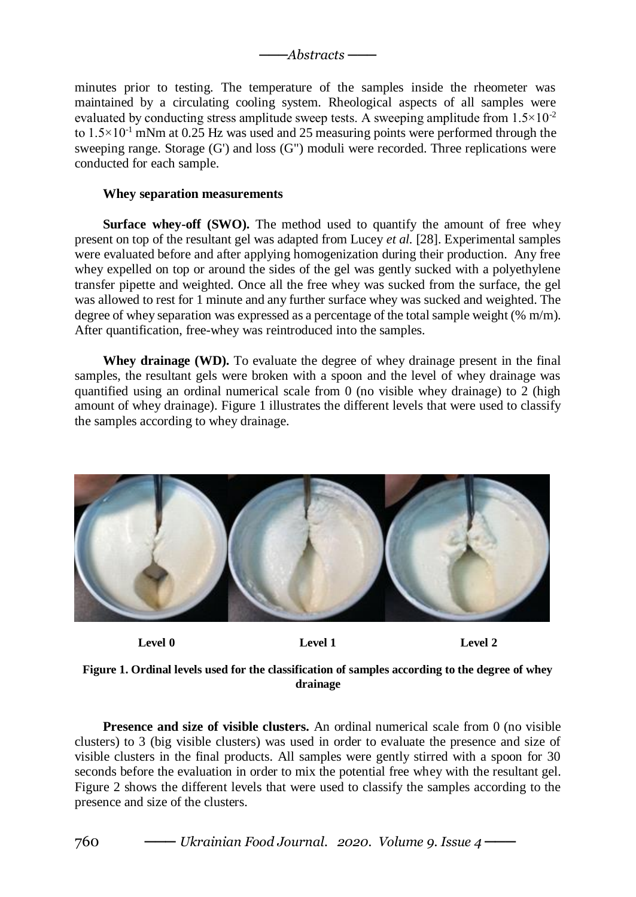minutes prior to testing. The temperature of the samples inside the rheometer was maintained by a circulating cooling system. Rheological aspects of all samples were evaluated by conducting stress amplitude sweep tests. A sweeping amplitude from $1.5\times10^{-2}$ to $1.5\times10^{-1}$ mNm at 0.25 Hz was used and 25 measuring points were performed through the sweeping range. Storage (G') and loss (G") moduli were recorded. Three replications were conducted for each sample.

#### Whey separation measurements

**Surface whey-off (SWO).** The method used to quantify the amount of free whey present on top of the resultant gel was adapted from Lucey *et al.* [28]. Experimental samples were evaluated before and after applying homogenization during their production. Any free whey expelled on top or around the sides of the gel was gently sucked with a polyethylene transfer pipette and weighted. Once all the free whey was sucked from the surface, the gel was allowed to rest for 1 minute and any further surface whey was sucked and weighted. The degree of whey separation was expressed as a percentage of the total sample weight (% m/m). After quantification, free-whey was reintroduced into the samples.

**Whey drainage (WD).** To evaluate the degree of whey drainage present in the final samples, the resultant gels were broken with a spoon and the level of whey drainage was quantified using an ordinal numerical scale from 0 (no visible whey drainage) to 2 (high amount of whey drainage). Figure 1 illustrates the different levels that were used to classify the samples according to whey drainage.

Level 0 Level 1 Level 2

**Figure 1. Ordinal levels used for the classification of samples according to the degree of whey drainage**

**Presence and size of visible clusters.** An ordinal numerical scale from 0 (no visible clusters) to 3 (big visible clusters) was used in order to evaluate the presence and size of visible clusters in the final products. All samples were gently stirred with a spoon for 30 seconds before the evaluation in order to mix the potential free whey with the resultant gel. Figure 2 shows the different levels that were used to classify the samples according to the presence and size of the clusters.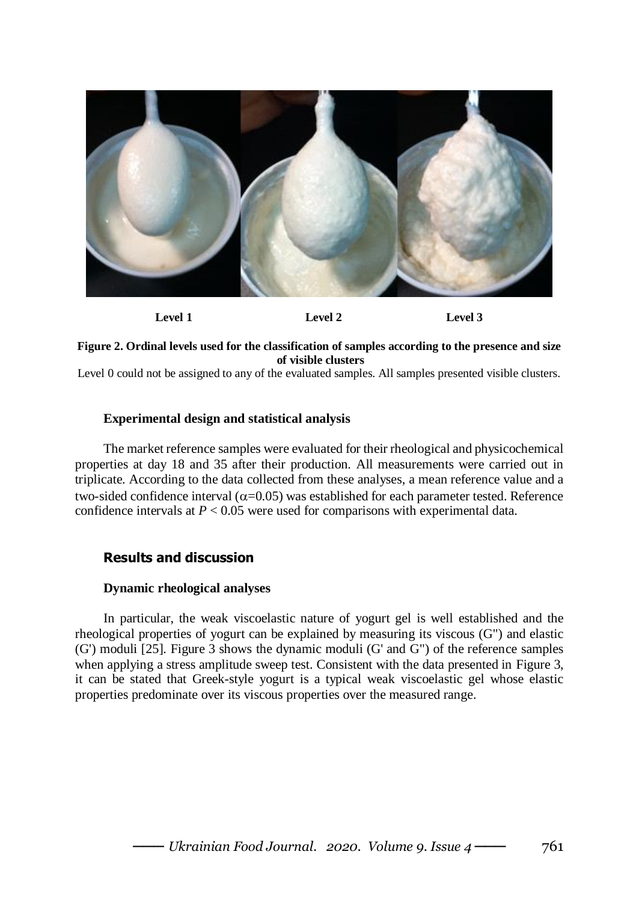Level 1 Level 2 Level 3

**Figure 2. Ordinal levels used for the classification of samples according to the presence and size of visible clusters**

Level 0 could not be assigned to any of the evaluated samples. All samples presented visible clusters.

### Experimental design and statistical analysis

The market reference samples were evaluated for their rheological and physicochemical properties at day 18 and 35 after their production. All measurements were carried out in triplicate. According to the data collected from these analyses, a mean reference value and a two-sided confidence interval ($\alpha$=0.05) was established for each parameter tested. Reference confidence intervals at $P < 0.05$ were used for comparisons with experimental data.

## Results and discussion

### Dynamic rheological analyses

In particular, the weak viscoelastic nature of yogurt gel is well established and the rheological properties of yogurt can be explained by measuring its viscous (G") and elastic (G') moduli [25]. Figure 3 shows the dynamic moduli (G' and G") of the reference samples when applying a stress amplitude sweep test. Consistent with the data presented in Figure 3, it can be stated that Greek-style yogurt is a typical weak viscoelastic gel whose elastic properties predominate over its viscous properties over the measured range.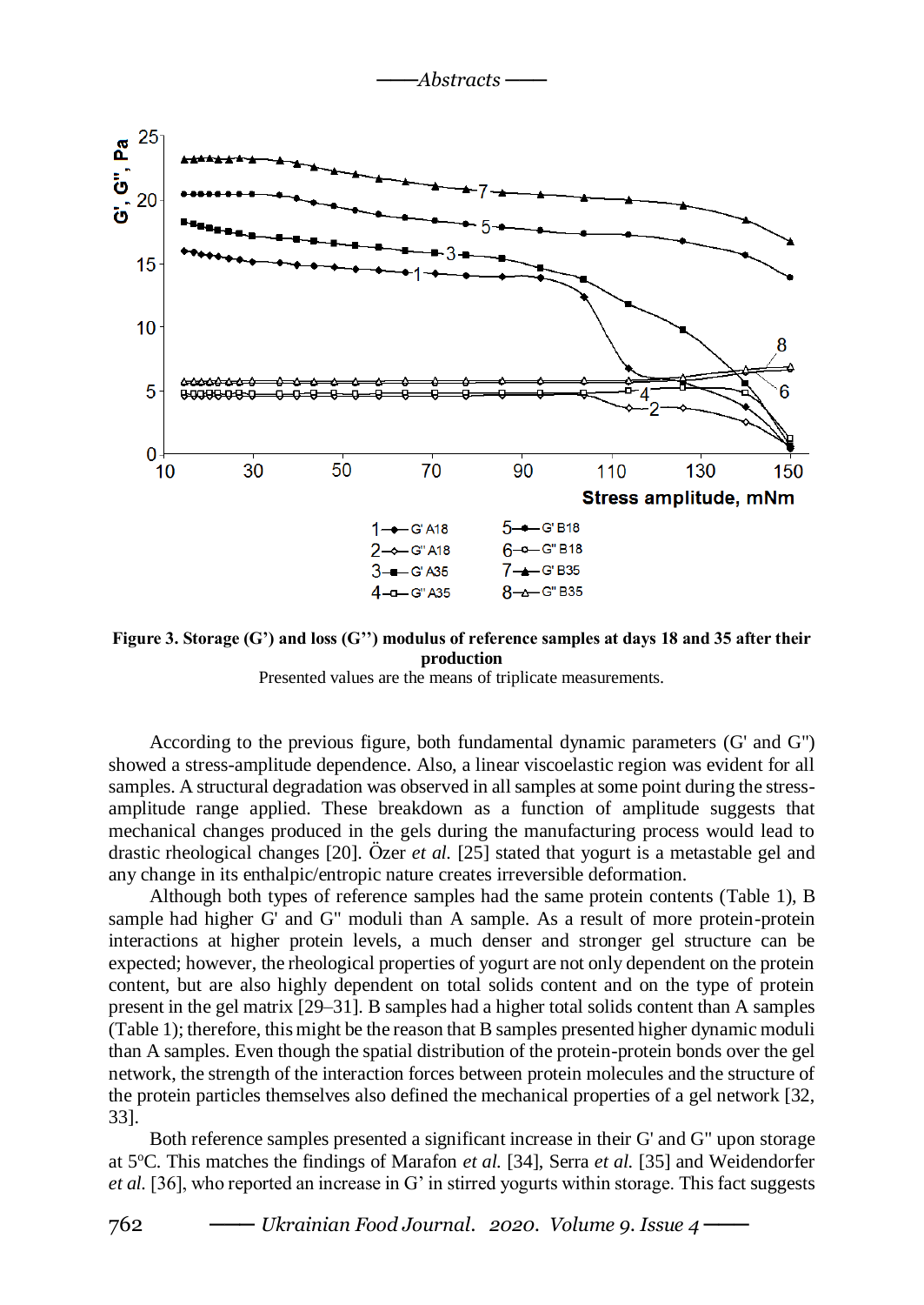**Figure 3. Storage (G') and loss (G'') modulus of reference samples at days 18 and 35 after their production**

Presented values are the means of triplicate measurements.

According to the previous figure, both fundamental dynamic parameters (G' and G") showed a stress-amplitude dependence. Also, a linear viscoelastic region was evident for all samples. A structural degradation was observed in all samples at some point during the stress-amplitude range applied. These breakdown as a function of amplitude suggests that mechanical changes produced in the gels during the manufacturing process would lead to drastic rheological changes [20]. Özer *et al.* [25] stated that yogurt is a metastable gel and any change in its enthalpic/entropic nature creates irreversible deformation.

Although both types of reference samples had the same protein contents (Table 1), B sample had higher G' and G" moduli than A sample. As a result of more protein-protein interactions at higher protein levels, a much denser and stronger gel structure can be expected; however, the rheological properties of yogurt are not only dependent on the protein content, but are also highly dependent on total solids content and on the type of protein present in the gel matrix [29–31]. B samples had a higher total solids content than A samples (Table 1); therefore, this might be the reason that B samples presented higher dynamic moduli than A samples. Even though the spatial distribution of the protein-protein bonds over the gel network, the strength of the interaction forces between protein molecules and the structure of the protein particles themselves also defined the mechanical properties of a gel network [32, 33].

Both reference samples presented a significant increase in their G' and G" upon storage at 5°C. This matches the findings of Marafon *et al.* [34], Serra *et al.* [35] and Weidendorfer *et al.* [36], who reported an increase in G' in stirred yogurts within storage. This fact suggests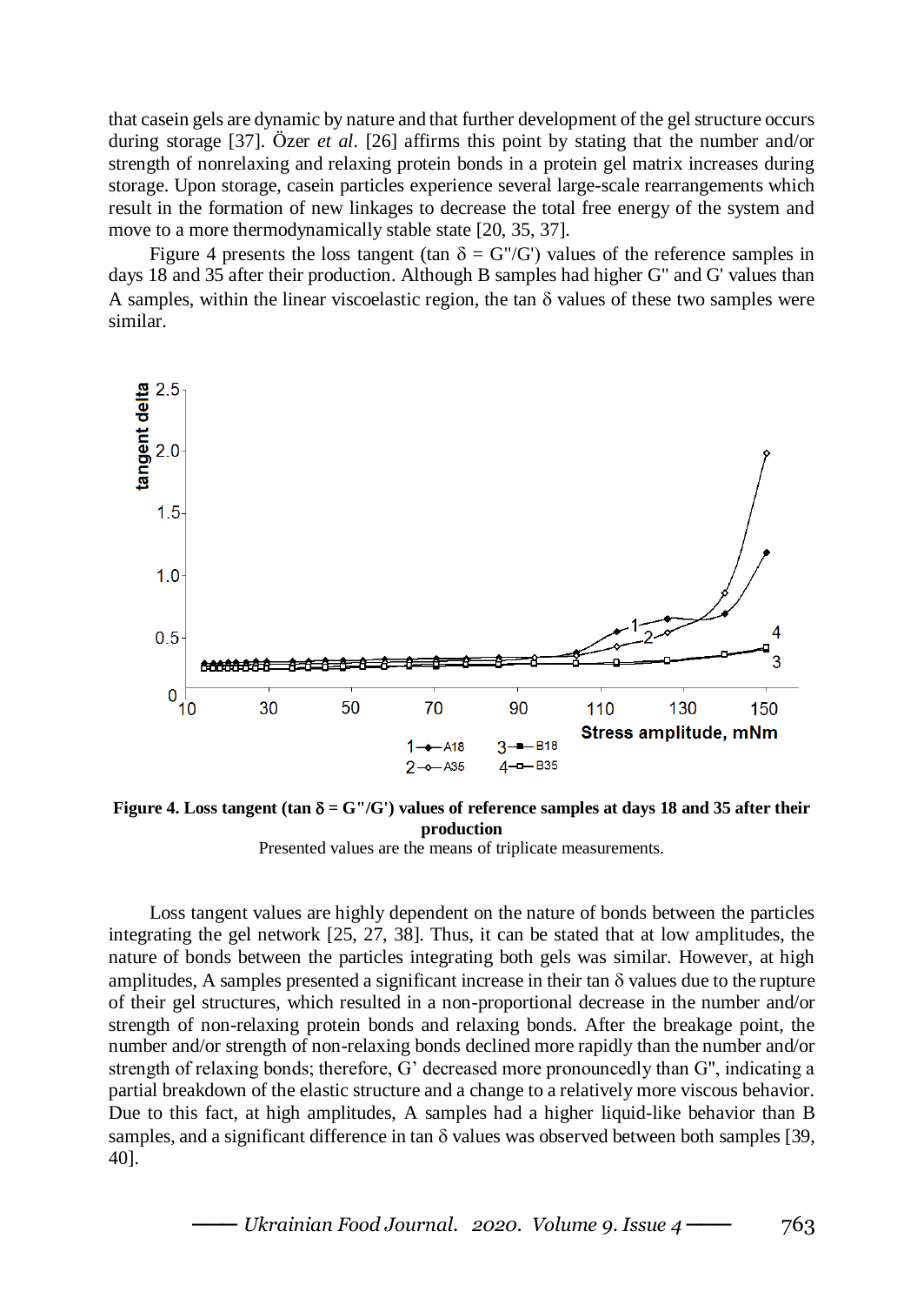that casein gels are dynamic by nature and that further development of the gel structure occurs during storage [37]. Özer *et al*. [26] affirms this point by stating that the number and/or strength of nonrelaxing and relaxing protein bonds in a protein gel matrix increases during storage. Upon storage, casein particles experience several large-scale rearrangements which result in the formation of new linkages to decrease the total free energy of the system and move to a more thermodynamically stable state [20, 35, 37].

Figure 4 presents the loss tangent (tan $\delta$ = G"/G') values of the reference samples in days 18 and 35 after their production. Although B samples had higher G" and G' values than A samples, within the linear viscoelastic region, the tan $\delta$ values of these two samples were similar.

**Figure 4. Loss tangent (tan $\delta$ = G"/G') values of reference samples at days 18 and 35 after their production**

Presented values are the means of triplicate measurements.

Loss tangent values are highly dependent on the nature of bonds between the particles integrating the gel network [25, 27, 38]. Thus, it can be stated that at low amplitudes, the nature of bonds between the particles integrating both gels was similar. However, at high amplitudes, A samples presented a significant increase in their tan $\delta$ values due to the rupture of their gel structures, which resulted in a non-proportional decrease in the number and/or strength of non-relaxing protein bonds and relaxing bonds. After the breakage point, the number and/or strength of non-relaxing bonds declined more rapidly than the number and/or strength of relaxing bonds; therefore, G' decreased more pronouncedly than G", indicating a partial breakdown of the elastic structure and a change to a relatively more viscous behavior. Due to this fact, at high amplitudes, A samples had a higher liquid-like behavior than B samples, and a significant difference in tan $\delta$ values was observed between both samples [39, 40].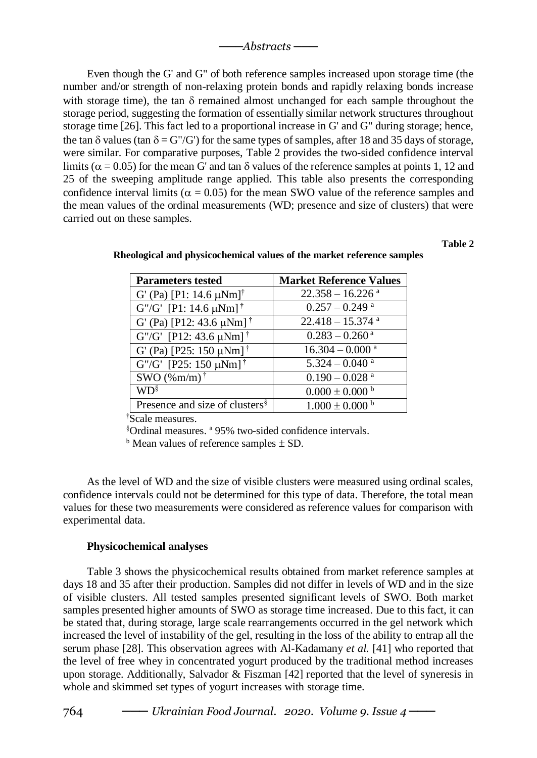Even though the G' and G" of both reference samples increased upon storage time (the number and/or strength of non-relaxing protein bonds and rapidly relaxing bonds increase with storage time), the tan $\delta$ remained almost unchanged for each sample throughout the storage period, suggesting the formation of essentially similar network structures throughout storage time [26]. This fact led to a proportional increase in G' and G" during storage; hence, the tan $\delta$ values (tan $\delta$ = G"/G') for the same types of samples, after 18 and 35 days of storage, were similar. For comparative purposes, Table 2 provides the two-sided confidence interval limits ($\alpha = 0.05$) for the mean G' and tan $\delta$ values of the reference samples at points 1, 12 and 25 of the sweeping amplitude range applied. This table also presents the corresponding confidence interval limits ($\alpha = 0.05$) for the mean SWO value of the reference samples and the mean values of the ordinal measurements (WD; presence and size of clusters) that were carried out on these samples.

**Table 2**

**Rheological and physicochemical values of the market reference samples**

| Parameters tested | Market Reference Values |
|---|---|
| G' (Pa) [P1: 14.6 μNm][†] | 22.358 – 16.226 [a] |
| G"/G' [P1: 14.6 μNm][†] | 0.257 – 0.249 [a] |
| G' (Pa) [P12: 43.6 μNm][†] | 22.418 – 15.374 [a] |
| G"/G' [P12: 43.6 μNm][†] | 0.283 – 0.260 [a] |
| G' (Pa) [P25: 150 μNm][†] | 16.304 – 0.000 [a] |
| G"/G' [P25: 150 μNm][†] | 5.324 – 0.040 [a] |
| SWO (%m/m)[†] | 0.190 – 0.028 [a] |
| WD[§] | 0.000 ± 0.000 [b] |
| Presence and size of clusters[§] | 1.000 ± 0.000 [b] |

[†]Scale measures.

[§]Ordinal measures. [a] 95% two-sided confidence intervals.

[b] Mean values of reference samples ± SD.

As the level of WD and the size of visible clusters were measured using ordinal scales, confidence intervals could not be determined for this type of data. Therefore, the total mean values for these two measurements were considered as reference values for comparison with experimental data.

### Physicochemical analyses

Table 3 shows the physicochemical results obtained from market reference samples at days 18 and 35 after their production. Samples did not differ in levels of WD and in the size of visible clusters. All tested samples presented significant levels of SWO. Both market samples presented higher amounts of SWO as storage time increased. Due to this fact, it can be stated that, during storage, large scale rearrangements occurred in the gel network which increased the level of instability of the gel, resulting in the loss of the ability to entrap all the serum phase [28]. This observation agrees with Al-Kadamany *et al.* [41] who reported that the level of free whey in concentrated yogurt produced by the traditional method increases upon storage. Additionally, Salvador & Fiszman [42] reported that the level of syneresis in whole and skimmed set types of yogurt increases with storage time.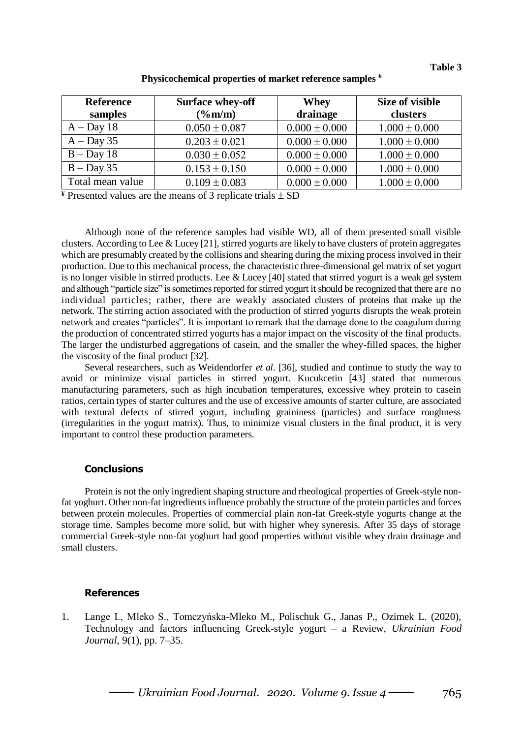**Table 3**

**Physicochemical properties of market reference samples [¥]**

| Reference samples | Surface whey-off (%m/m) | Whey drainage | Size of visible clusters |
|---|---|---|---|
| A – Day 18 | 0.050 ± 0.087 | 0.000 ± 0.000 | 1.000 ± 0.000 |
| A – Day 35 | 0.203 ± 0.021 | 0.000 ± 0.000 | 1.000 ± 0.000 |
| B – Day 18 | 0.030 ± 0.052 | 0.000 ± 0.000 | 1.000 ± 0.000 |
| B – Day 35 | 0.153 ± 0.150 | 0.000 ± 0.000 | 1.000 ± 0.000 |
| Total mean value | 0.109 ± 0.083 | 0.000 ± 0.000 | 1.000 ± 0.000 |

[¥] Presented values are the means of 3 replicate trials ± SD

Although none of the reference samples had visible WD, all of them presented small visible clusters. According to Lee & Lucey [21], stirred yogurts are likely to have clusters of protein aggregates which are presumably created by the collisions and shearing during the mixing process involved in their production. Due to this mechanical process, the characteristic three-dimensional gel matrix of set yogurt is no longer visible in stirred products. Lee & Lucey [40] stated that stirred yogurt is a weak gel system and although "particle size" is sometimes reported for stirred yogurt it should be recognized that there are no individual particles; rather, there are weakly associated clusters of proteins that make up the network. The stirring action associated with the production of stirred yogurts disrupts the weak protein network and creates "particles". It is important to remark that the damage done to the coagulum during the production of concentrated stirred yogurts has a major impact on the viscosity of the final products. The larger the undisturbed aggregations of casein, and the smaller the whey-filled spaces, the higher the viscosity of the final product [32].

Several researchers, such as Weidendorfer *et al.* [36], studied and continue to study the way to avoid or minimize visual particles in stirred yogurt. Kucukcetin [43] stated that numerous manufacturing parameters, such as high incubation temperatures, excessive whey protein to casein ratios, certain types of starter cultures and the use of excessive amounts of starter culture, are associated with textural defects of stirred yogurt, including graininess (particles) and surface roughness (irregularities in the yogurt matrix). Thus, to minimize visual clusters in the final product, it is very important to control these production parameters.

## Conclusions

Protein is not the only ingredient shaping structure and rheological properties of Greek-style non-fat yoghurt. Other non-fat ingredients influence probably the structure of the protein particles and forces between protein molecules. Properties of commercial plain non-fat Greek-style yogurts change at the storage time. Samples become more solid, but with higher whey syneresis. After 35 days of storage commercial Greek-style non-fat yoghurt had good properties without visible whey drain drainage and small clusters.

## References

1. Lange I., Mleko S., Tomczyńska-Mleko M., Polischuk G., Janas P., Ozimek L. (2020), Technology and factors influencing Greek-style yogurt – a Review, *Ukrainian Food Journal*, 9(1), pp. 7–35.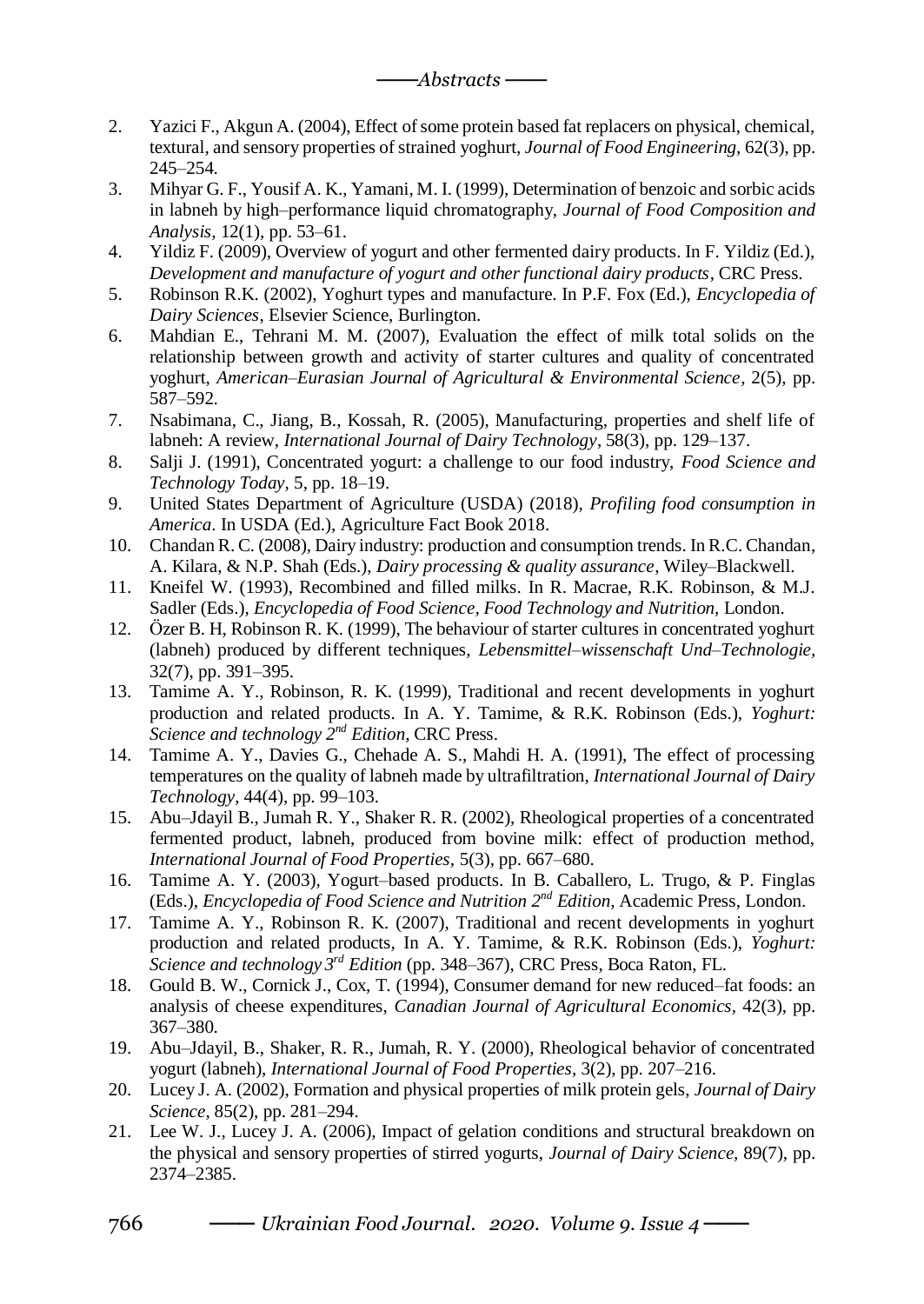2. Yazici F., Akgun A. (2004), Effect of some protein based fat replacers on physical, chemical, textural, and sensory properties of strained yoghurt, *Journal of Food Engineering*, 62(3), pp. 245–254.
3. Mihyar G. F., Yousif A. K., Yamani, M. I. (1999), Determination of benzoic and sorbic acids in labneh by high–performance liquid chromatography, *Journal of Food Composition and Analysis*, 12(1), pp. 53–61.
4. Yildiz F. (2009), Overview of yogurt and other fermented dairy products. In F. Yildiz (Ed.), *Development and manufacture of yogurt and other functional dairy products*, CRC Press.
5. Robinson R.K. (2002), Yoghurt types and manufacture. In P.F. Fox (Ed.), *Encyclopedia of Dairy Sciences*, Elsevier Science, Burlington.
6. Mahdian E., Tehrani M. M. (2007), Evaluation the effect of milk total solids on the relationship between growth and activity of starter cultures and quality of concentrated yoghurt, *American–Eurasian Journal of Agricultural & Environmental Science*, 2(5), pp. 587–592.
7. Nsabimana, C., Jiang, B., Kossah, R. (2005), Manufacturing, properties and shelf life of labneh: A review, *International Journal of Dairy Technology*, 58(3), pp. 129–137.
8. Salji J. (1991), Concentrated yogurt: a challenge to our food industry, *Food Science and Technology Today*, 5, pp. 18–19.
9. United States Department of Agriculture (USDA) (2018), *Profiling food consumption in America*. In USDA (Ed.), Agriculture Fact Book 2018.
10. Chandan R. C. (2008), Dairy industry: production and consumption trends. In R.C. Chandan, A. Kilara, & N.P. Shah (Eds.), *Dairy processing & quality assurance*, Wiley–Blackwell.
11. Kneifel W. (1993), Recombined and filled milks. In R. Macrae, R.K. Robinson, & M.J. Sadler (Eds.), *Encyclopedia of Food Science, Food Technology and Nutrition*, London.
12. Özer B. H, Robinson R. K. (1999), The behaviour of starter cultures in concentrated yoghurt (labneh) produced by different techniques, *Lebensmittel–wissenschaft Und–Technologie*, 32(7), pp. 391–395.
13. Tamime A. Y., Robinson, R. K. (1999), Traditional and recent developments in yoghurt production and related products. In A. Y. Tamime, & R.K. Robinson (Eds.), *Yoghurt: Science and technology 2nd Edition*, CRC Press.
14. Tamime A. Y., Davies G., Chehade A. S., Mahdi H. A. (1991), The effect of processing temperatures on the quality of labneh made by ultrafiltration, *International Journal of Dairy Technology*, 44(4), pp. 99–103.
15. Abu–Jdayil B., Jumah R. Y., Shaker R. R. (2002), Rheological properties of a concentrated fermented product, labneh, produced from bovine milk: effect of production method, *International Journal of Food Properties*, 5(3), pp. 667–680.
16. Tamime A. Y. (2003), Yogurt–based products. In B. Caballero, L. Trugo, & P. Finglas (Eds.), *Encyclopedia of Food Science and Nutrition 2nd Edition*, Academic Press, London.
17. Tamime A. Y., Robinson R. K. (2007), Traditional and recent developments in yoghurt production and related products, In A. Y. Tamime, & R.K. Robinson (Eds.), *Yoghurt: Science and technology 3rd Edition* (pp. 348–367), CRC Press, Boca Raton, FL.
18. Gould B. W., Cornick J., Cox, T. (1994), Consumer demand for new reduced–fat foods: an analysis of cheese expenditures, *Canadian Journal of Agricultural Economics*, 42(3), pp. 367–380.
19. Abu–Jdayil, B., Shaker, R. R., Jumah, R. Y. (2000), Rheological behavior of concentrated yogurt (labneh), *International Journal of Food Properties*, 3(2), pp. 207–216.
20. Lucey J. A. (2002), Formation and physical properties of milk protein gels, *Journal of Dairy Science*, 85(2), pp. 281–294.
21. Lee W. J., Lucey J. A. (2006), Impact of gelation conditions and structural breakdown on the physical and sensory properties of stirred yogurts, *Journal of Dairy Science*, 89(7), pp. 2374–2385.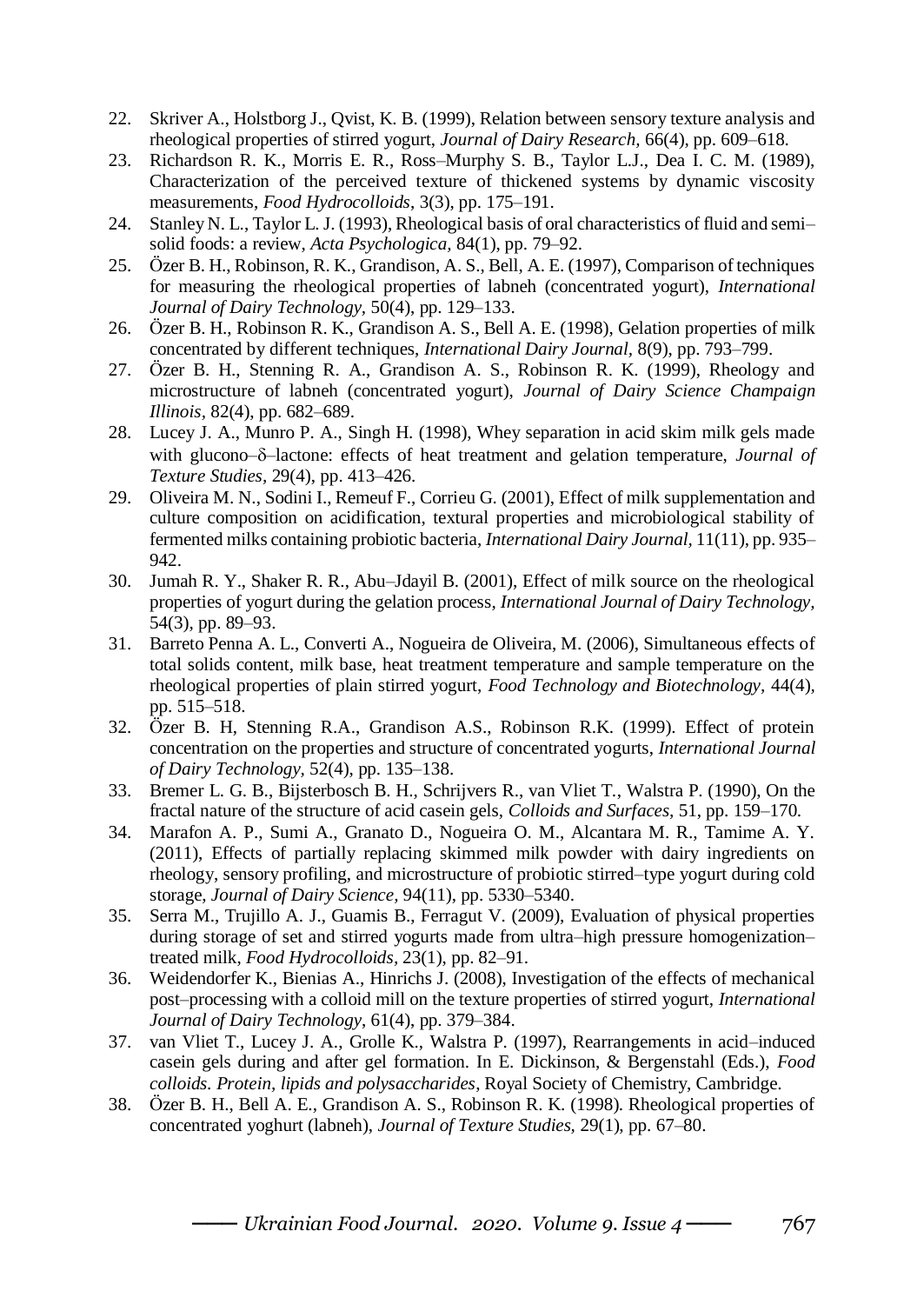22. Skriver A., Holstborg J., Qvist, K. B. (1999), Relation between sensory texture analysis and rheological properties of stirred yogurt, *Journal of Dairy Research*, 66(4), pp. 609–618.
23. Richardson R. K., Morris E. R., Ross–Murphy S. B., Taylor L.J., Dea I. C. M. (1989), Characterization of the perceived texture of thickened systems by dynamic viscosity measurements, *Food Hydrocolloids*, 3(3), pp. 175–191.
24. Stanley N. L., Taylor L. J. (1993), Rheological basis of oral characteristics of fluid and semi–solid foods: a review, *Acta Psychologica*, 84(1), pp. 79–92.
25. Özer B. H., Robinson, R. K., Grandison, A. S., Bell, A. E. (1997), Comparison of techniques for measuring the rheological properties of labneh (concentrated yogurt), *International Journal of Dairy Technology*, 50(4), pp. 129–133.
26. Özer B. H., Robinson R. K., Grandison A. S., Bell A. E. (1998), Gelation properties of milk concentrated by different techniques, *International Dairy Journal*, 8(9), pp. 793–799.
27. Özer B. H., Stenning R. A., Grandison A. S., Robinson R. K. (1999), Rheology and microstructure of labneh (concentrated yogurt), *Journal of Dairy Science Champaign Illinois*, 82(4), pp. 682–689.
28. Lucey J. A., Munro P. A., Singh H. (1998), Whey separation in acid skim milk gels made with glucono–δ–lactone: effects of heat treatment and gelation temperature, *Journal of Texture Studies*, 29(4), pp. 413–426.
29. Oliveira M. N., Sodini I., Remeuf F., Corrieu G. (2001), Effect of milk supplementation and culture composition on acidification, textural properties and microbiological stability of fermented milks containing probiotic bacteria, *International Dairy Journal*, 11(11), pp. 935–942.
30. Jumah R. Y., Shaker R. R., Abu–Jdayil B. (2001), Effect of milk source on the rheological properties of yogurt during the gelation process, *International Journal of Dairy Technology*, 54(3), pp. 89–93.
31. Barreto Penna A. L., Converti A., Nogueira de Oliveira, M. (2006), Simultaneous effects of total solids content, milk base, heat treatment temperature and sample temperature on the rheological properties of plain stirred yogurt, *Food Technology and Biotechnology*, 44(4), pp. 515–518.
32. Özer B. H, Stenning R.A., Grandison A.S., Robinson R.K. (1999). Effect of protein concentration on the properties and structure of concentrated yogurts, *International Journal of Dairy Technology*, 52(4), pp. 135–138.
33. Bremer L. G. B., Bijsterbosch B. H., Schrijvers R., van Vliet T., Walstra P. (1990), On the fractal nature of the structure of acid casein gels, *Colloids and Surfaces*, 51, pp. 159–170.
34. Marafon A. P., Sumi A., Granato D., Nogueira O. M., Alcantara M. R., Tamime A. Y. (2011), Effects of partially replacing skimmed milk powder with dairy ingredients on rheology, sensory profiling, and microstructure of probiotic stirred–type yogurt during cold storage, *Journal of Dairy Science*, 94(11), pp. 5330–5340.
35. Serra M., Trujillo A. J., Guamis B., Ferragut V. (2009), Evaluation of physical properties during storage of set and stirred yogurts made from ultra–high pressure homogenization–treated milk, *Food Hydrocolloids*, 23(1), pp. 82–91.
36. Weidendorfer K., Bienias A., Hinrichs J. (2008), Investigation of the effects of mechanical post–processing with a colloid mill on the texture properties of stirred yogurt, *International Journal of Dairy Technology*, 61(4), pp. 379–384.
37. van Vliet T., Lucey J. A., Grolle K., Walstra P. (1997), Rearrangements in acid–induced casein gels during and after gel formation. In E. Dickinson, & Bergenstahl (Eds.), *Food colloids. Protein, lipids and polysaccharides*, Royal Society of Chemistry, Cambridge.
38. Özer B. H., Bell A. E., Grandison A. S., Robinson R. K. (1998). Rheological properties of concentrated yoghurt (labneh), *Journal of Texture Studies*, 29(1), pp. 67–80.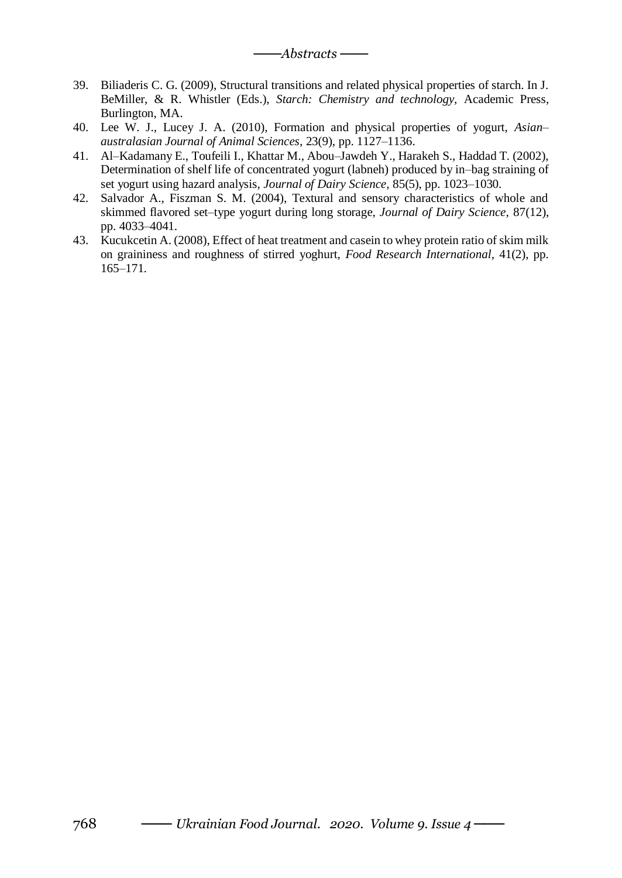39. Biliaderis C. G. (2009), Structural transitions and related physical properties of starch. In J. BeMiller, & R. Whistler (Eds.), *Starch: Chemistry and technology*, Academic Press, Burlington, MA.
40. Lee W. J., Lucey J. A. (2010), Formation and physical properties of yogurt, *Asian–australasian Journal of Animal Sciences*, 23(9), pp. 1127–1136.
41. Al–Kadamany E., Toufeili I., Khattar M., Abou–Jawdeh Y., Harakeh S., Haddad T. (2002), Determination of shelf life of concentrated yogurt (labneh) produced by in–bag straining of set yogurt using hazard analysis, *Journal of Dairy Science*, 85(5), pp. 1023–1030.
42. Salvador A., Fiszman S. M. (2004), Textural and sensory characteristics of whole and skimmed flavored set–type yogurt during long storage, *Journal of Dairy Science*, 87(12), pp. 4033–4041.
43. Kucukcetin A. (2008), Effect of heat treatment and casein to whey protein ratio of skim milk on graininess and roughness of stirred yoghurt, *Food Research International*, 41(2), pp. 165–171.